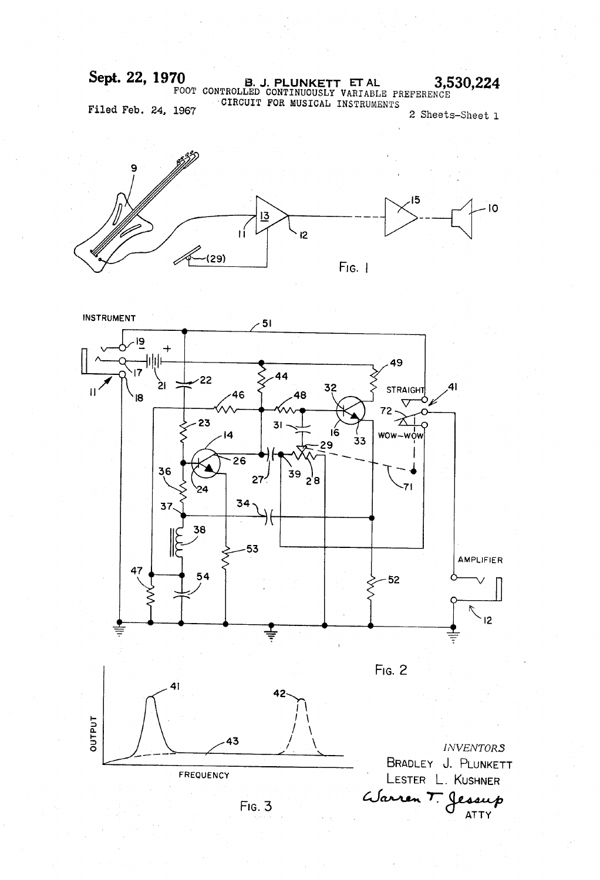Sept. 22, 1970 B. J. PLUNKETT ET AL 3,530,224

FOOT CONTROLLED CONTINUOUSLY VARIABLE PREFERENCE CIRCUIT FOR MUSICAL INSTRUMENTS

Filed Feb. 24, 1967 2 Sheets-Sheet 1

FIG. 1

FIG. 2

FIG. 3

*INVENTORS*

BRADLEY J. PLUNKETT

LESTER L. KUSHNER

Warren T. Jessup

ATTY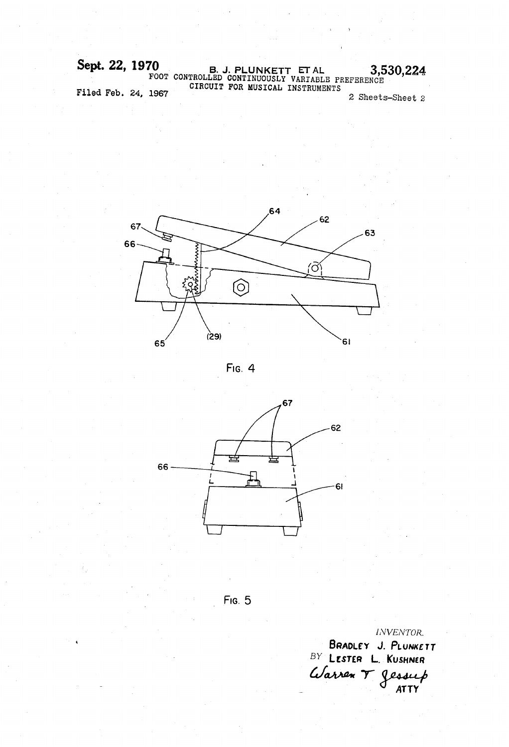Sept. 22, 1970 B. J. PLUNKETT ET AL 3,530,224

FOOT CONTROLLED CONTINUOUSLY VARIABLE PREFERENCE CIRCUIT FOR MUSICAL INSTRUMENTS

Filed Feb. 24, 1967

2 Sheets-Sheet 2

FIG. 4

FIG. 5

INVENTOR.

BRADLEY J. PLUNKETT

BY LESTER L. KUSHNER

Warren T Jessup

ATTY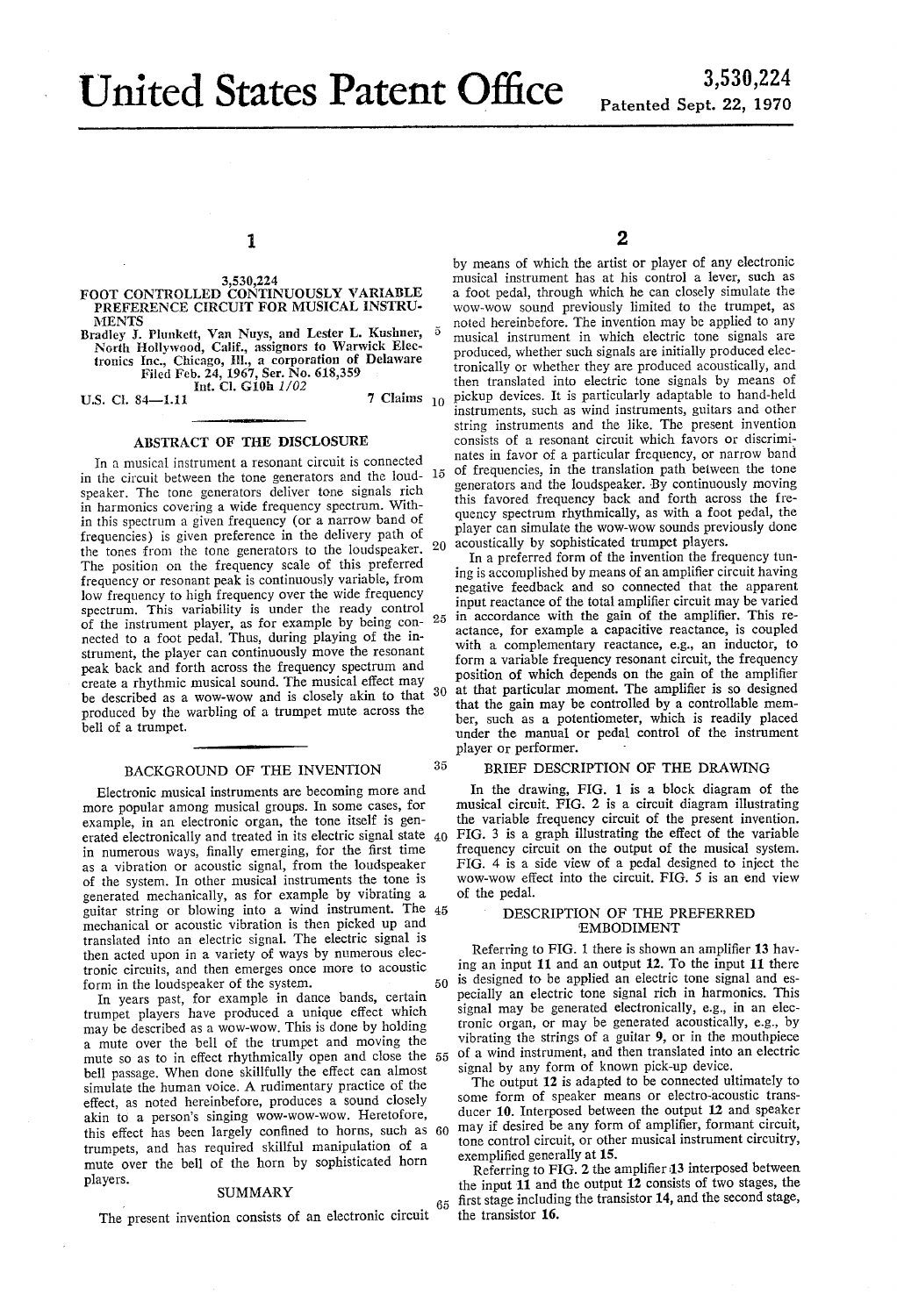# United States Patent Office

**3,530,224**
Patented Sept. 22, 1970

3,530,224

**FOOT CONTROLLED CONTINUOUSLY VARIABLE PREFERENCE CIRCUIT FOR MUSICAL INSTRUMENTS**

Bradley J. Plunkett, Van Nuys, and Lester L. Kushner, North Hollywood, Calif., assignors to Warwick Electronics Inc., Chicago, Ill., a corporation of Delaware

Filed Feb. 24, 1967, Ser. No. 618,359

Int. Cl. G10h 1/02

U.S. Cl. 84—1.11 7 Claims

## ABSTRACT OF THE DISCLOSURE

In a musical instrument a resonant circuit is connected in the circuit between the tone generators and the loudspeaker. The tone generators deliver tone signals rich in harmonics covering a wide frequency spectrum. Within this spectrum a given frequency (or a narrow band of frequencies) is given preference in the delivery path of the tones from the tone generators to the loudspeaker. The position on the frequency scale of this preferred frequency or resonant peak is continuously variable, from low frequency to high frequency over the wide frequency spectrum. This variability is under the ready control of the instrument player, as for example by being connected to a foot pedal. Thus, during playing of the instrument, the player can continuously move the resonant peak back and forth across the frequency spectrum and create a rhythmic musical sound. The musical effect may be described as a wow-wow and is closely akin to that produced by the warbling of a trumpet mute across the bell of a trumpet.

## BACKGROUND OF THE INVENTION

Electronic musical instruments are becoming more and more popular among musical groups. In some cases, for example, in an electronic organ, the tone itself is generated electronically and treated in its electric signal state in numerous ways, finally emerging, for the first time as a vibration or acoustic signal, from the loudspeaker of the system. In other musical instruments the tone is generated mechanically, as for example by vibrating a guitar string or blowing into a wind instrument. The mechanical or acoustic vibration is then picked up and translated into an electric signal. The electric signal is then acted upon in a variety of ways by numerous electronic circuits, and then emerges once more to acoustic form in the loudspeaker of the system.

In years past, for example in dance bands, certain trumpet players have produced a unique effect which may be described as a wow-wow. This is done by holding a mute over the bell of the trumpet and moving the mute so as to in effect rhythmically open and close the bell passage. When done skillfully the effect can almost simulate the human voice. A rudimentary practice of the effect, as noted hereinbefore, produces a sound closely akin to a person's singing wow-wow-wow-wow. Heretofore, this effect has been largely confined to horns, such as trumpets, and has required skillful manipulation of a mute over the bell of the horn by sophisticated horn players.

## SUMMARY

The present invention consists of an electronic circuit by means of which the artist or player of any electronic musical instrument has at his control a lever, such as a foot pedal, through which he can closely simulate the wow-wow sound previously limited to the trumpet, as noted hereinbefore. The invention may be applied to any musical instrument in which electric tone signals are produced, whether such signals are initially produced electronically or whether they are produced acoustically, and then translated into electric tone signals by means of pickup devices. It is particularly adaptable to hand-held instruments, such as wind instruments, guitars and other string instruments and the like. The present invention consists of a resonant circuit which favors or discriminates in favor of a particular frequency, or narrow band of frequencies, in the translation path between the tone generators and the loudspeaker. By continuously moving this favored frequency back and forth across the frequency spectrum rhythmically, as with a foot pedal, the player can simulate the wow-wow sounds previously done acoustically by sophisticated trumpet players.

In a preferred form of the invention the frequency tuning is accomplished by means of an amplifier circuit having negative feedback and so connected that the apparent input reactance of the total amplifier circuit may be varied in accordance with the gain of the amplifier. This reactance, for example a capacitive reactance, is coupled with a complementary reactance, e.g., an inductor, to form a variable frequency resonant circuit, the frequency position of which depends on the gain of the amplifier at that particular moment. The amplifier is so designed that the gain may be controlled by a controllable member, such as a potentiometer, which is readily placed under the manual or pedal control of the instrument player or performer.

## BRIEF DESCRIPTION OF THE DRAWING

In the drawing, FIG. 1 is a block diagram of the musical circuit. FIG. 2 is a circuit diagram illustrating the variable frequency circuit of the present invention. FIG. 3 is a graph illustrating the effect of the variable frequency circuit on the output of the musical system. FIG. 4 is a side view of a pedal designed to inject the wow-wow effect into the circuit. FIG. 5 is an end view of the pedal.

## DESCRIPTION OF THE PREFERRED EMBODIMENT

Referring to FIG. 1 there is shown an amplifier **13** having an input **11** and an output **12**. To the input **11** there is designed to be applied an electric tone signal and especially an electric tone signal rich in harmonics. This signal may be generated electronically, e.g., in an electronic organ, or may be generated acoustically, e.g., by vibrating the strings of a guitar **9**, or in the mouthpiece of a wind instrument, and then translated into an electric signal by any form of known pick-up device.

The output **12** is adapted to be connected ultimately to some form of speaker means or electro-acoustic transducer **10**. Interposed between the output **12** and speaker may if desired be any form of amplifier, formant circuit, tone control circuit, or other musical instrument circuitry, exemplified generally at **15**.

Referring to FIG. 2 the amplifier **13** interposed between the input **11** and the output **12** consists of two stages, the first stage including the transistor **14**, and the second stage, the transistor **16**.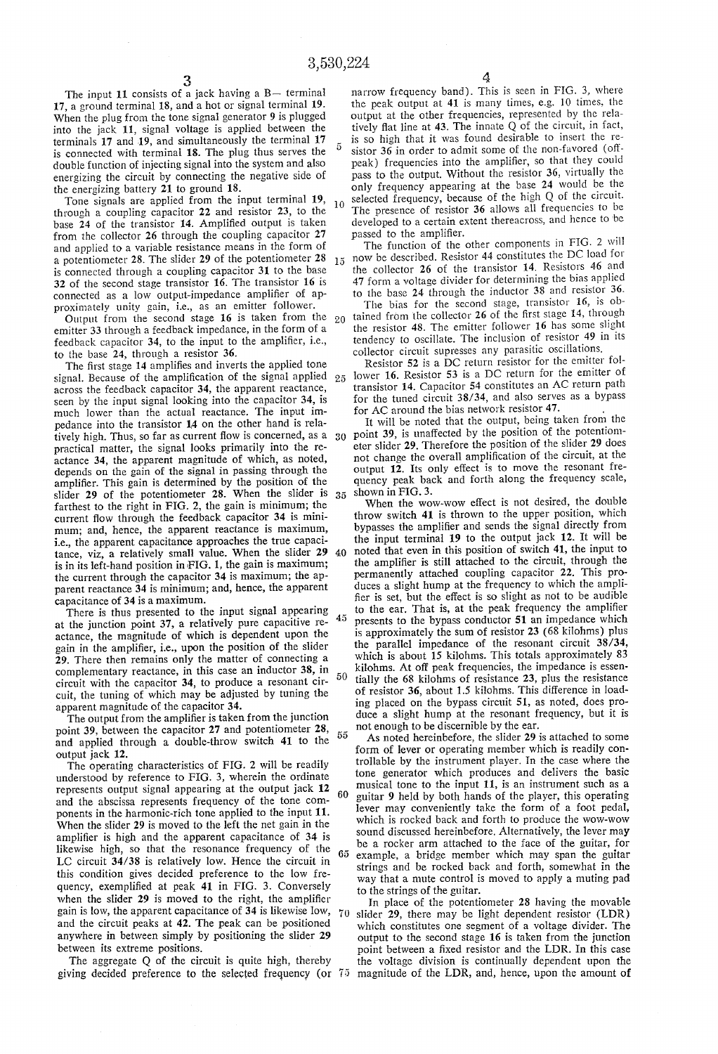The input 11 consists of a jack having a B− terminal 17, a ground terminal 18, and a hot or signal terminal 19. When the plug from the tone signal generator 9 is plugged into the jack 11, signal voltage is applied between the terminals 17 and 19, and simultaneously the terminal 17 is connected with terminal 18. The plug thus serves the double function of injecting signal into the system and also energizing the circuit by connecting the negative side of the energizing battery 21 to ground 18.

Tone signals are applied from the input terminal 19, through a coupling capacitor 22 and resistor 23, to the base 24 of the transistor 14. Amplified output is taken from the collector 26 through the coupling capacitor 27 and applied to a variable resistance means in the form of a potentiometer 28. The slider 29 of the potentiometer 28 is connected through a coupling capacitor 31 to the base 32 of the second stage transistor 16. The transistor 16 is connected as a low output-impedance amplifier of approximately unity gain, i.e., as an emitter follower.

Output from the second stage 16 is taken from the emitter 33 through a feedback impedance, in the form of a feedback capacitor 34, to the input to the amplifier, i.e., to the base 24, through a resistor 36.

The first stage 14 amplifies and inverts the applied tone signal. Because of the amplification of the signal applied across the feedback capacitor 34, the apparent reactance, seen by the input signal looking into the capacitor 34, is much lower than the actual reactance. The input impedance into the transistor 14 on the other hand is relatively high. Thus, so far as current flow is concerned, as a practical matter, the signal looks primarily into the reactance 34, the apparent magnitude of which, as noted, depends on the gain of the signal in passing through the amplifier. This gain is determined by the position of the slider 29 of the potentiometer 28. When the slider is farthest to the right in FIG. 2, the gain is minimum; the current flow through the feedback capacitor 34 is minimum; and, hence, the apparent reactance is maximum, i.e., the apparent capacitance approaches the true capacitance, viz, a relatively small value. When the slider 29 is in its left-hand position in FIG. 1, the gain is maximum; the current through the capacitor 34 is maximum; the apparent reactance 34 is minimum; and, hence, the apparent capacitance of 34 is a maximum.

There is thus presented to the input signal appearing at the junction point 37, a relatively pure capacitive reactance, the magnitude of which is dependent upon the gain in the amplifier, i.e., upon the position of the slider 29. There then remains only the matter of connecting a complementary reactance, in this case an inductor 38, in circuit with the capacitor 34, to produce a resonant circuit, the tuning of which may be adjusted by tuning the apparent magnitude of the capacitor 34.

The output from the amplifier is taken from the junction point 39, between the capacitor 27 and potentiometer 28, and applied through a double-throw switch 41 to the output jack 12.

The operating characteristics of FIG. 2 will be readily understood by reference to FIG. 3, wherein the ordinate represents output signal appearing at the output jack 12 and the abscissa represents frequency of the tone components in the harmonic-rich tone applied to the input 11. When the slider 29 is moved to the left the net gain in the amplifier is high and the apparent capacitance of 34 is likewise high, so that the resonance frequency of the LC circuit 34/38 is relatively low. Hence the circuit in this condition gives decided preference to the low frequency, exemplified at peak 41 in FIG. 3. Conversely when the slider 29 is moved to the right, the amplifier gain is low, the apparent capacitance of 34 is likewise low, and the circuit peaks at 42. The peak can be positioned anywhere in between simply by positioning the slider 29 between its extreme positions.

The aggregate Q of the circuit is quite high, thereby giving decided preference to the selected frequency (or narrow frequency band). This is seen in FIG. 3, where the peak output at 41 is many times, e.g. 10 times, the output at the other frequencies, represented by the relatively flat line at 43. The innate Q of the circuit, in fact, is so high that it was found desirable to insert the resistor 36 in order to admit some of the non-favored (off-peak) frequencies into the amplifier, so that they could pass to the output. Without the resistor 36, virtually the only frequency appearing at the base 24 would be the selected frequency, because of the high Q of the circuit. The presence of resistor 36 allows all frequencies to be developed to a certain extent thereacross, and hence to be passed to the amplifier.

The function of the other components in FIG. 2 will now be described. Resistor 44 constitutes the DC load for the collector 26 of the transistor 14. Resistors 46 and 47 form a voltage divider for determining the bias applied to the base 24 through the inductor 38 and resistor 36.

The bias for the second stage, transistor 16, is obtained from the collector 26 of the first stage 14, through the resistor 48. The emitter follower 16 has some slight tendency to oscillate. The inclusion of resistor 49 in its collector circuit supresses any parasitic oscillations.

Resistor 52 is a DC return resistor for the emitter follower 16. Resistor 53 is a DC return for the emitter of transistor 14. Capacitor 54 constitutes an AC return path for the tuned circuit 38/34, and also serves as a bypass for AC around the bias network resistor 47.

It will be noted that the output, being taken from the point 39, is unaffected by the position of the potentiometer slider 29. Therefore the position of the slider 29 does not change the overall amplification of the circuit, at the output 12. Its only effect is to move the resonant frequency peak back and forth along the frequency scale, shown in FIG. 3.

When the wow-wow effect is not desired, the double throw switch 41 is thrown to the upper position, which bypasses the amplifier and sends the signal directly from the input terminal 19 to the output jack 12. It will be noted that even in this position of switch 41, the input to the amplifier is still attached to the circuit, through the permanently attached coupling capacitor 22. This produces a slight hump at the frequency to which the amplifier is set, but the effect is so slight as not to be audible to the ear. That is, at the peak frequency the amplifier presents to the bypass conductor 51 an impedance which is approximately the sum of resistor 23 (68 kilohms) plus the parallel impedance of the resonant circuit 38/34, which is about 15 kilohms. This totals approximately 83 kilohms. At off peak frequencies, the impedance is essentially the 68 kilohms of resistance 23, plus the resistance of resistor 36, about 1.5 kilohms. This difference in loading placed on the bypass circuit 51, as noted, does produce a slight hump at the resonant frequency, but it is not enough to be discernible by the ear.

As noted hereinbefore, the slider 29 is attached to some form of lever or operating member which is readily controllable by the instrument player. In the case where the tone generator which produces and delivers the basic musical tone to the input 11, is an instrument such as a guitar 9 held by both hands of the player, this operating lever may conveniently take the form of a foot pedal, which is rocked back and forth to produce the wow-wow sound discussed hereinbefore. Alternatively, the lever may be a rocker arm attached to the face of the guitar, for example, a bridge member which may span the guitar strings and be rocked back and forth, somewhat in the way that a mute control is moved to apply a muting pad to the strings of the guitar.

In place of the potentiometer 28 having the movable slider 29, there may be light dependent resistor (LDR) which constitutes one segment of a voltage divider. The output to the second stage 16 is taken from the junction point between a fixed resistor and the LDR. In this case the voltage division is continually dependent upon the magnitude of the LDR, and, hence, upon the amount of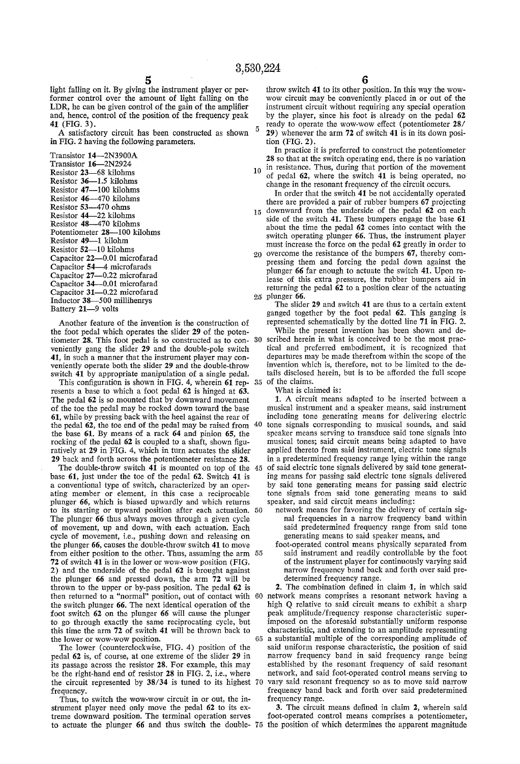light falling on it. By giving the instrument player or performer control over the amount of light falling on the LDR, he can be given control of the gain of the amplifier and, hence, control of the position of the frequency peak 41 (FIG. 3).

A satisfactory circuit has been constructed as shown in FIG. 2 having the following parameters.

Transistor 14—2N3900A
Transistor 16—2N2924
Resistor 23—68 kilohms
Resistor 36—1.5 kilohms
Resistor 47—100 kilohms
Resistor 46—470 kilohms
Resistor 53—470 ohms
Resistor 44—22 kilohms
Resistor 48—470 kilohms
Potentiometer 28—100 kilohms
Resistor 49—1 kilohm
Resistor 52—10 kilohms
Capacitor 22—0.01 microfarad
Capacitor 54—4 microfarads
Capacitor 27—0.22 microfarad
Capacitor 34—0.01 microfarad
Capacitor 31—0.22 microfarad
Inductor 38—500 millihenrys
Battery 21—9 volts

Another feature of the invention is the construction of the foot pedal which operates the slider 29 of the potentiometer 28. This foot pedal is so constructed as to conveniently gang the slider 29 and the double-pole switch 41, in such a manner that the instrument player may conveniently operate both the slider 29 and the double-throw switch 41 by appropriate manipulation of a single pedal.

This configuration is shown in FIG. 4, wherein 61 represents a base to which a foot pedal 62 is hinged at 63. The pedal 62 is so mounted that by downward movement of the toe the pedal may be rocked down toward the base 61, while by pressing back with the heel against the rear of the pedal 62, the toe end of the pedal may be raised from the base 61. By means of a rack 64 and pinion 65, the rocking of the pedal 62 is coupled to a shaft, shown figuratively at 29 in FIG. 4, which in turn actuates the slider 29 back and forth across the potentiometer resistance 28.

The double-throw switch 41 is mounted on top of the base 61, just under the toe of the pedal 62. Switch 41 is a conventional type of switch, characterized by an operating member or element, in this case a reciprocable plunger 66, which is biased upwardly and which returns to its starting or upward position after each actuation. The plunger 66 thus always moves through a given cycle of movement, up and down, with each actuation. Each cycle of movement, i.e., pushing down and releasing on the plunger 66, causes the double-throw switch 41 to move from either position to the other. Thus, assuming the arm 72 of switch 41 is in the lower or wow-wow position (FIG. 2) and the underside of the pedal 62 is brought against the plunger 66 and pressed down, the arm 72 will be thrown to the upper or by-pass position. The pedal 62 is then returned to a "normal" position, out of contact with the switch plunger 66. The next identical operation of the foot switch 62 on the plunger 66 will cause the plunger to go through exactly the same reciprocating cycle, but this time the arm 72 of switch 41 will be thrown back to the lower or wow-wow position.

The lower (counterclockwise, FIG. 4) position of the pedal 62 is, of course, at one extreme of the slider 29 in its passage across the resistor 28. For example, this may be the right-hand end of resistor 28 in FIG. 2, i.e., where the circuit represented by 38/34 is tuned to its highest frequency.

Thus, to switch the wow-wow circuit in or out, the instrument player need only move the pedal 62 to its extreme downward position. The terminal operation serves to actuate the plunger 66 and thus switch the double-throw switch 41 to its other position. In this way the wow-wow circuit may be conveniently placed in or out of the instrument circuit without requiring any special operation by the player, since his foot is already on the pedal 62 ready to operate the wow-wow effect (potentiometer 28/29) whenever the arm 72 of switch 41 is in its down position (FIG. 2).

In practice it is preferred to construct the potentiometer 28 so that at the switch operating end, there is no variation in resistance. Thus, during that portion of the movement of pedal 62, where the switch 41 is being operated, no change in the resonant frequency of the circuit occurs.

In order that the switch 41 be not accidentally operated there are provided a pair of rubber bumpers 67 projecting downward from the underside of the pedal 62 on each side of the switch 41. These bumpers engage the base 61 about the time the pedal 62 comes into contact with the switch operating plunger 66. Thus, the instrument player must increase the force on the pedal 62 greatly in order to overcome the resistance of the bumpers 67, thereby compressing them and forcing the pedal down against the plunger 66 far enough to actuate the switch 41. Upon release of this extra pressure, the rubber bumpers aid in returning the pedal 62 to a position clear of the actuating plunger 66.

The slider 29 and switch 41 are thus to a certain extent ganged together by the foot pedal 62. This ganging is represented schematically by the dotted line 71 in FIG. 2.

While the present invention has been shown and described herein in what is conceived to be the most practical and preferred embodiment, it is recognized that departures may be made therefrom within the scope of the invention which is, therefore, not to be limited to the details disclosed herein, but is to be afforded the full scope of the claims.

What is claimed is:

1. A circuit means adapted to be inserted between a musical instrument and a speaker means, said instrument including tone generating means for delivering electric tone signals corresponding to musical sounds, and said speaker means serving to transduce said tone signals into musical tones; said circuit means being adapted to have applied thereto from said instrument, electric tone signals in a predetermined frequency range lying within the range of said electric tone signals delivered by said tone generating means for passing said electric tone signals delivered by said tone generating means for passing said electric tone signals from said tone generating means to said speaker, and said circuit means including:
   - network means for favoring the delivery of certain signal frequencies in a narrow frequency band within said predetermined frequency range from said tone generating means to said speaker means, and
   - foot-operated control means physically separated from said instrument and readily controllable by the foot of the instrument player for continuously varying said narrow frequency band back and forth over said predetermined frequency range.

2. The combination defined in claim 1, in which said network means comprises a resonant network having a high Q relative to said circuit means to exhibit a sharp peak amplitude/frequency response characteristic superimposed on the aforesaid substantially uniform response characteristic, and extending to an amplitude representing a substantial multiple of the corresponding amplitude of said uniform response characteristic, the position of said narrow frequency band in said frequency range being established by the resonant frequency of said resonant network, and said foot-operated control means serving to vary said resonant frequency so as to move said narrow frequency band back and forth over said predetermined frequency range.

3. The circuit means defined in claim 2, wherein said foot-operated control means comprises a potentiometer, the position of which determines the apparent magnitude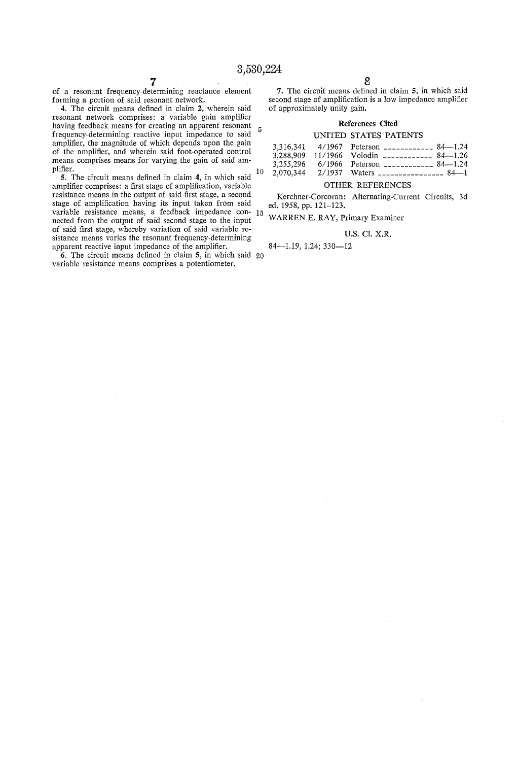of a resonant frequency-determining reactance element forming a portion of said resonant network.

4. The circuit means defined in claim 2, wherein said resonant network comprises: a variable gain amplifier having feedback means for creating an apparent resonant frequency-determining reactive input impedance to said amplifier, the magnitude of which depends upon the gain of the amplifier, and wherein said foot-operated control means comprises means for varying the gain of said amplifier.

5. The circuit means defined in claim 4, in which said amplifier comprises: a first stage of amplification, variable resistance means in the output of said first stage, a second stage of amplification having its input taken from said variable resistance means, a feedback impedance connected from the output of said second stage to the input of said first stage, whereby variation of said variable resistance means varies the resonant frequency-determining apparent reactive input impedance of the amplifier.

6. The circuit means defined in claim 5, in which said variable resistance means comprises a potentiometer.

7. The circuit means defined in claim 5, in which said second stage of amplification is a low impedance amplifier of approximately unity gain.

**References Cited**

UNITED STATES PATENTS

| | | | |
|---|---|---|---|
| 3,316,341 | 4/1967 | Peterson | 84—1.24 |
| 3,288,909 | 11/1966 | Volodin | 84—1.26 |
| 3,255,296 | 6/1966 | Peterson | 84—1.24 |
| 2,070,344 | 2/1937 | Waters | 84—1 |

OTHER REFERENCES

Kerchner-Corcoran: Alternating-Current Circuits, 3d ed. 1958, pp. 121–123.

WARREN E. RAY, Primary Examiner

U.S. Cl. X.R.

84—1.19, 1.24; 330—12